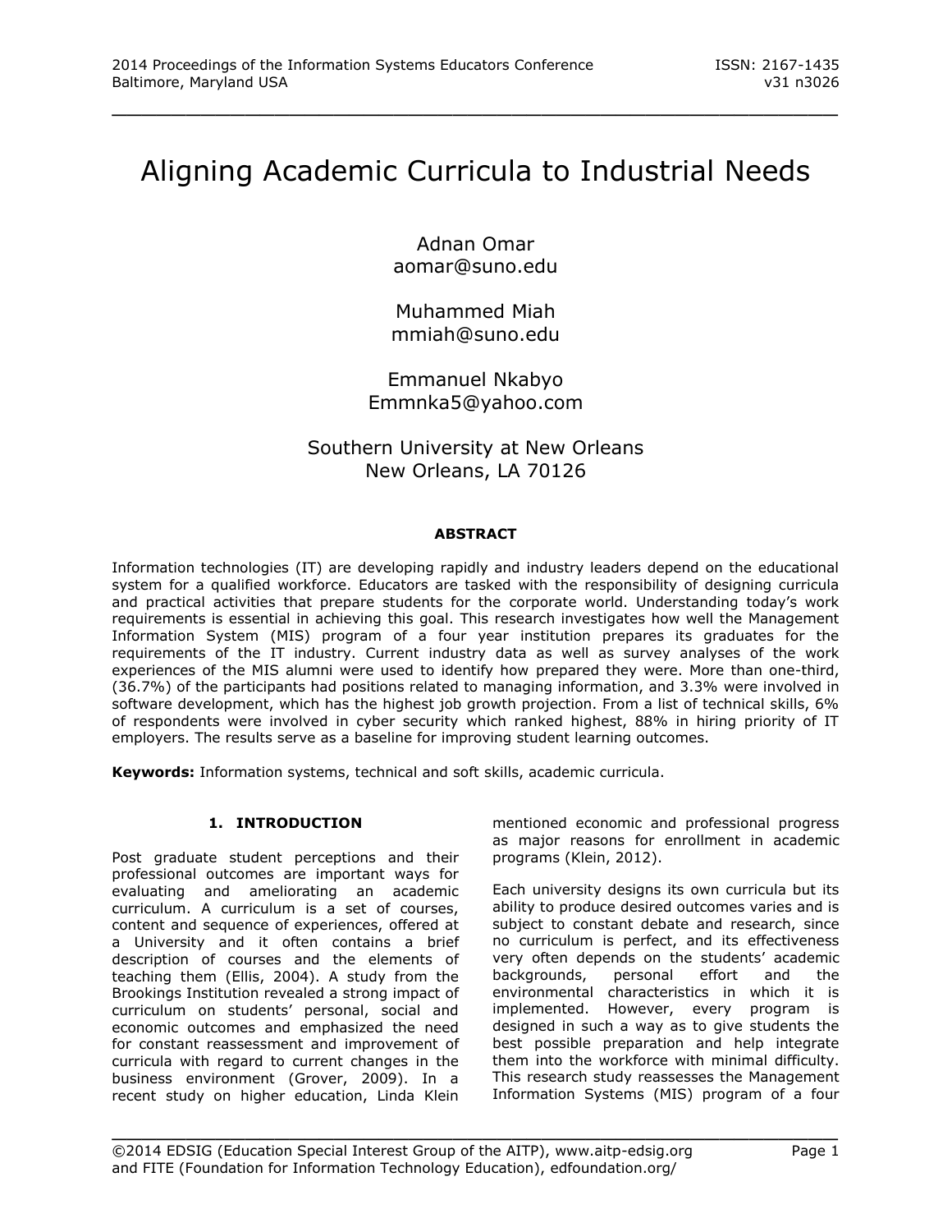# Aligning Academic Curricula to Industrial Needs

Adnan Omar
aomar@suno.edu

Muhammed Miah
mmiah@suno.edu

Emmanuel Nkabyo
Emmnka5@yahoo.com

Southern University at New Orleans
New Orleans, LA 70126

## ABSTRACT

Information technologies (IT) are developing rapidly and industry leaders depend on the educational system for a qualified workforce. Educators are tasked with the responsibility of designing curricula and practical activities that prepare students for the corporate world. Understanding today's work requirements is essential in achieving this goal. This research investigates how well the Management Information System (MIS) program of a four year institution prepares its graduates for the requirements of the IT industry. Current industry data as well as survey analyses of the work experiences of the MIS alumni were used to identify how prepared they were. More than one-third, (36.7%) of the participants had positions related to managing information, and 3.3% were involved in software development, which has the highest job growth projection. From a list of technical skills, 6% of respondents were involved in cyber security which ranked highest, 88% in hiring priority of IT employers. The results serve as a baseline for improving student learning outcomes.

**Keywords:** Information systems, technical and soft skills, academic curricula.

## 1. INTRODUCTION

Post graduate student perceptions and their professional outcomes are important ways for evaluating and ameliorating an academic curriculum. A curriculum is a set of courses, content and sequence of experiences, offered at a University and it often contains a brief description of courses and the elements of teaching them (Ellis, 2004). A study from the Brookings Institution revealed a strong impact of curriculum on students' personal, social and economic outcomes and emphasized the need for constant reassessment and improvement of curricula with regard to current changes in the business environment (Grover, 2009). In a recent study on higher education, Linda Klein mentioned economic and professional progress as major reasons for enrollment in academic programs (Klein, 2012).

Each university designs its own curricula but its ability to produce desired outcomes varies and is subject to constant debate and research, since no curriculum is perfect, and its effectiveness very often depends on the students' academic backgrounds, personal effort and the environmental characteristics in which it is implemented. However, every program is designed in such a way as to give students the best possible preparation and help integrate them into the workforce with minimal difficulty. This research study reassesses the Management Information Systems (MIS) program of a four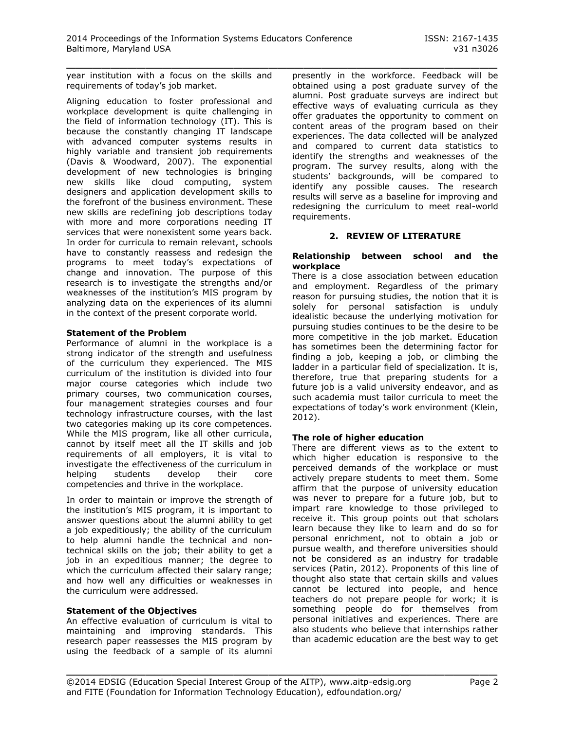year institution with a focus on the skills and requirements of today's job market.

Aligning education to foster professional and workplace development is quite challenging in the field of information technology (IT). This is because the constantly changing IT landscape with advanced computer systems results in highly variable and transient job requirements (Davis & Woodward, 2007). The exponential development of new technologies is bringing new skills like cloud computing, system designers and application development skills to the forefront of the business environment. These new skills are redefining job descriptions today with more and more corporations needing IT services that were nonexistent some years back. In order for curricula to remain relevant, schools have to constantly reassess and redesign the programs to meet today's expectations of change and innovation. The purpose of this research is to investigate the strengths and/or weaknesses of the institution's MIS program by analyzing data on the experiences of its alumni in the context of the present corporate world.

**Statement of the Problem**

Performance of alumni in the workplace is a strong indicator of the strength and usefulness of the curriculum they experienced. The MIS curriculum of the institution is divided into four major course categories which include two primary courses, two communication courses, four management strategies courses and four technology infrastructure courses, with the last two categories making up its core competences. While the MIS program, like all other curricula, cannot by itself meet all the IT skills and job requirements of all employers, it is vital to investigate the effectiveness of the curriculum in helping students develop their core competencies and thrive in the workplace.

In order to maintain or improve the strength of the institution's MIS program, it is important to answer questions about the alumni ability to get a job expeditiously; the ability of the curriculum to help alumni handle the technical and non-technical skills on the job; their ability to get a job in an expeditious manner; the degree to which the curriculum affected their salary range; and how well any difficulties or weaknesses in the curriculum were addressed.

**Statement of the Objectives**

An effective evaluation of curriculum is vital to maintaining and improving standards. This research paper reassesses the MIS program by using the feedback of a sample of its alumni presently in the workforce. Feedback will be obtained using a post graduate survey of the alumni. Post graduate surveys are indirect but effective ways of evaluating curricula as they offer graduates the opportunity to comment on content areas of the program based on their experiences. The data collected will be analyzed and compared to current data statistics to identify the strengths and weaknesses of the program. The survey results, along with the students' backgrounds, will be compared to identify any possible causes. The research results will serve as a baseline for improving and redesigning the curriculum to meet real-world requirements.

## 2. REVIEW OF LITERATURE

**Relationship between school and the workplace**

There is a close association between education and employment. Regardless of the primary reason for pursuing studies, the notion that it is solely for personal satisfaction is unduly idealistic because the underlying motivation for pursuing studies continues to be the desire to be more competitive in the job market. Education has sometimes been the determining factor for finding a job, keeping a job, or climbing the ladder in a particular field of specialization. It is, therefore, true that preparing students for a future job is a valid university endeavor, and as such academia must tailor curricula to meet the expectations of today's work environment (Klein, 2012).

**The role of higher education**

There are different views as to the extent to which higher education is responsive to the perceived demands of the workplace or must actively prepare students to meet them. Some affirm that the purpose of university education was never to prepare for a future job, but to impart rare knowledge to those privileged to receive it. This group points out that scholars learn because they like to learn and do so for personal enrichment, not to obtain a job or pursue wealth, and therefore universities should not be considered as an industry for tradable services (Patin, 2012). Proponents of this line of thought also state that certain skills and values cannot be lectured into people, and hence teachers do not prepare people for work; it is something people do for themselves from personal initiatives and experiences. There are also students who believe that internships rather than academic education are the best way to get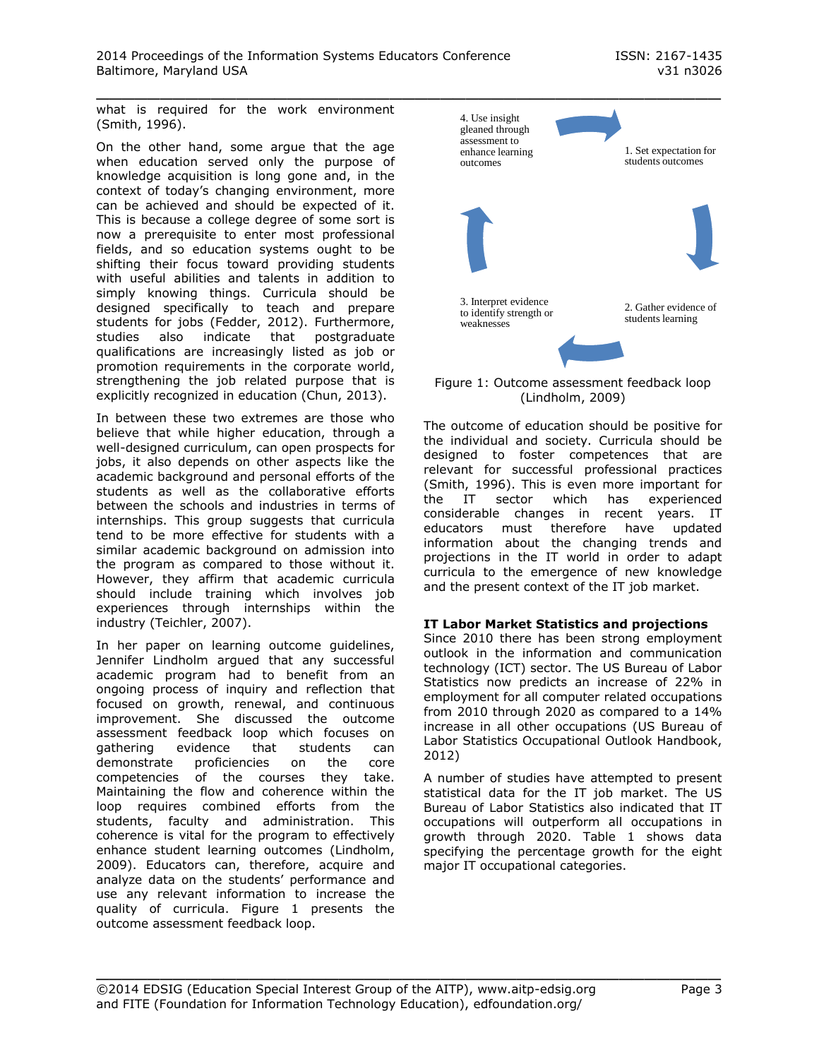what is required for the work environment (Smith, 1996).

On the other hand, some argue that the age when education served only the purpose of knowledge acquisition is long gone and, in the context of today's changing environment, more can be achieved and should be expected of it. This is because a college degree of some sort is now a prerequisite to enter most professional fields, and so education systems ought to be shifting their focus toward providing students with useful abilities and talents in addition to simply knowing things. Curricula should be designed specifically to teach and prepare students for jobs (Fedder, 2012). Furthermore, studies also indicate that postgraduate qualifications are increasingly listed as job or promotion requirements in the corporate world, strengthening the job related purpose that is explicitly recognized in education (Chun, 2013).

In between these two extremes are those who believe that while higher education, through a well-designed curriculum, can open prospects for jobs, it also depends on other aspects like the academic background and personal efforts of the students as well as the collaborative efforts between the schools and industries in terms of internships. This group suggests that curricula tend to be more effective for students with a similar academic background on admission into the program as compared to those without it. However, they affirm that academic curricula should include training which involves job experiences through internships within the industry (Teichler, 2007).

In her paper on learning outcome guidelines, Jennifer Lindholm argued that any successful academic program had to benefit from an ongoing process of inquiry and reflection that focused on growth, renewal, and continuous improvement. She discussed the outcome assessment feedback loop which focuses on gathering evidence that students can demonstrate proficiencies on the core competencies of the courses they take. Maintaining the flow and coherence within the loop requires combined efforts from the students, faculty and administration. This coherence is vital for the program to effectively enhance student learning outcomes (Lindholm, 2009). Educators can, therefore, acquire and analyze data on the students' performance and use any relevant information to increase the quality of curricula. Figure 1 presents the outcome assessment feedback loop.

1. Set expectation for students outcomes
2. Gather evidence of students learning
3. Interpret evidence to identify strength or weaknesses
4. Use insight gleaned through assessment to enhance learning outcomes

Figure 1: Outcome assessment feedback loop (Lindholm, 2009)

The outcome of education should be positive for the individual and society. Curricula should be designed to foster competences that are relevant for successful professional practices (Smith, 1996). This is even more important for the IT sector which has experienced considerable changes in recent years. IT educators must therefore have updated information about the changing trends and projections in the IT world in order to adapt curricula to the emergence of new knowledge and the present context of the IT job market.

**IT Labor Market Statistics and projections**

Since 2010 there has been strong employment outlook in the information and communication technology (ICT) sector. The US Bureau of Labor Statistics now predicts an increase of 22% in employment for all computer related occupations from 2010 through 2020 as compared to a 14% increase in all other occupations (US Bureau of Labor Statistics Occupational Outlook Handbook, 2012)

A number of studies have attempted to present statistical data for the IT job market. The US Bureau of Labor Statistics also indicated that IT occupations will outperform all occupations in growth through 2020. Table 1 shows data specifying the percentage growth for the eight major IT occupational categories.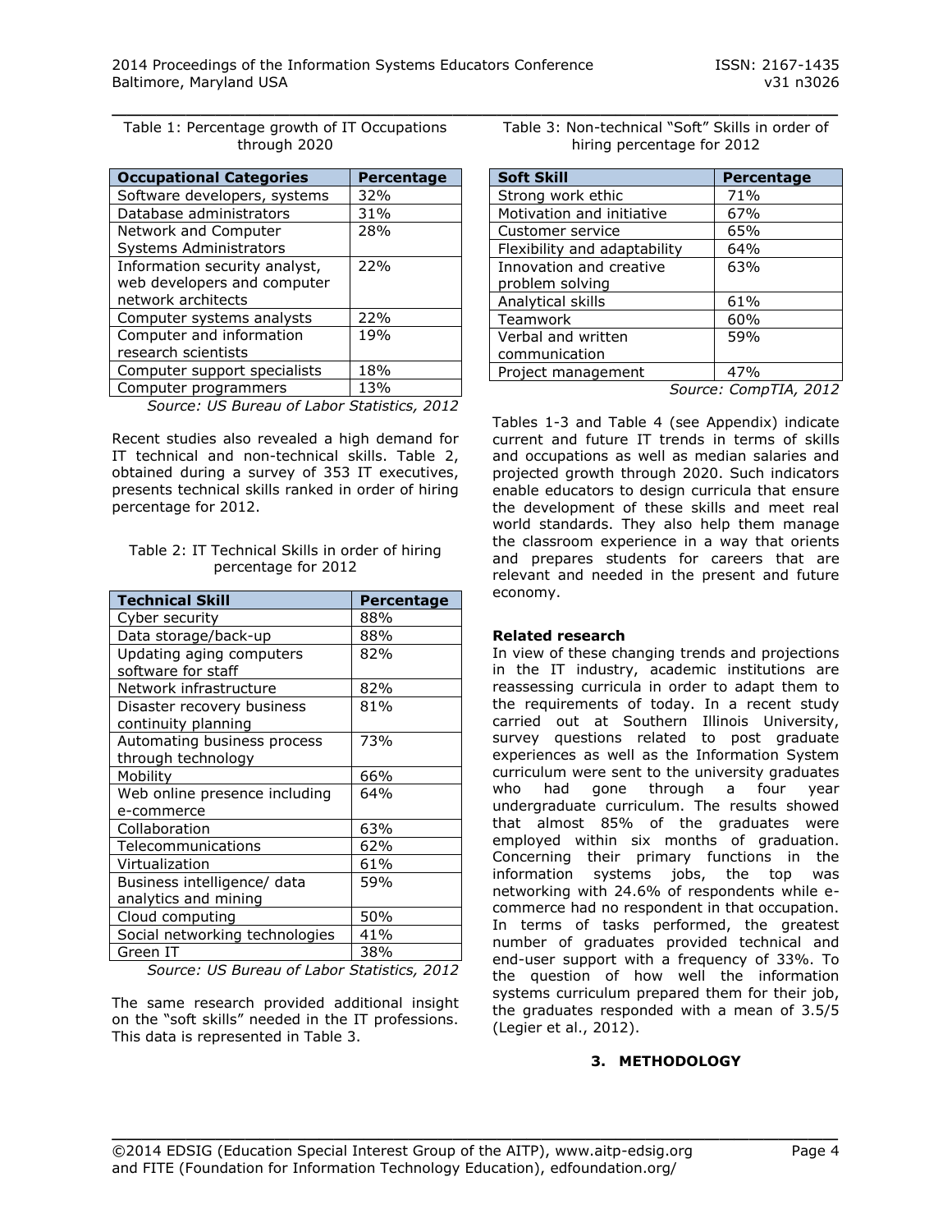Table 1: Percentage growth of IT Occupations through 2020

| Occupational Categories | Percentage |
|---|---|
| Software developers, systems | 32% |
| Database administrators | 31% |
| Network and Computer Systems Administrators | 28% |
| Information security analyst, web developers and computer network architects | 22% |
| Computer systems analysts | 22% |
| Computer and information research scientists | 19% |
| Computer support specialists | 18% |
| Computer programmers | 13% |

*Source: US Bureau of Labor Statistics, 2012*

Recent studies also revealed a high demand for IT technical and non-technical skills. Table 2, obtained during a survey of 353 IT executives, presents technical skills ranked in order of hiring percentage for 2012.

Table 2: IT Technical Skills in order of hiring percentage for 2012

| Technical Skill | Percentage |
|---|---|
| Cyber security | 88% |
| Data storage/back-up | 88% |
| Updating aging computers software for staff | 82% |
| Network infrastructure | 82% |
| Disaster recovery business continuity planning | 81% |
| Automating business process through technology | 73% |
| Mobility | 66% |
| Web online presence including e-commerce | 64% |
| Collaboration | 63% |
| Telecommunications | 62% |
| Virtualization | 61% |
| Business intelligence/ data analytics and mining | 59% |
| Cloud computing | 50% |
| Social networking technologies | 41% |
| Green IT | 38% |

*Source: US Bureau of Labor Statistics, 2012*

The same research provided additional insight on the "soft skills" needed in the IT professions. This data is represented in Table 3.

Table 3: Non-technical "Soft" Skills in order of hiring percentage for 2012

| Soft Skill | Percentage |
|---|---|
| Strong work ethic | 71% |
| Motivation and initiative | 67% |
| Customer service | 65% |
| Flexibility and adaptability | 64% |
| Innovation and creative problem solving | 63% |
| Analytical skills | 61% |
| Teamwork | 60% |
| Verbal and written communication | 59% |
| Project management | 47% |

*Source: CompTIA, 2012*

Tables 1-3 and Table 4 (see Appendix) indicate current and future IT trends in terms of skills and occupations as well as median salaries and projected growth through 2020. Such indicators enable educators to design curricula that ensure the development of these skills and meet real world standards. They also help them manage the classroom experience in a way that orients and prepares students for careers that are relevant and needed in the present and future economy.

**Related research**

In view of these changing trends and projections in the IT industry, academic institutions are reassessing curricula in order to adapt them to the requirements of today. In a recent study carried out at Southern Illinois University, survey questions related to post graduate experiences as well as the Information System curriculum were sent to the university graduates who had gone through a four year undergraduate curriculum. The results showed that almost 85% of the graduates were employed within six months of graduation. Concerning their primary functions in the information systems jobs, the top was networking with 24.6% of respondents while e-commerce had no respondent in that occupation. In terms of tasks performed, the greatest number of graduates provided technical and end-user support with a frequency of 33%. To the question of how well the information systems curriculum prepared them for their job, the graduates responded with a mean of 3.5/5 (Legier et al., 2012).

## 3. METHODOLOGY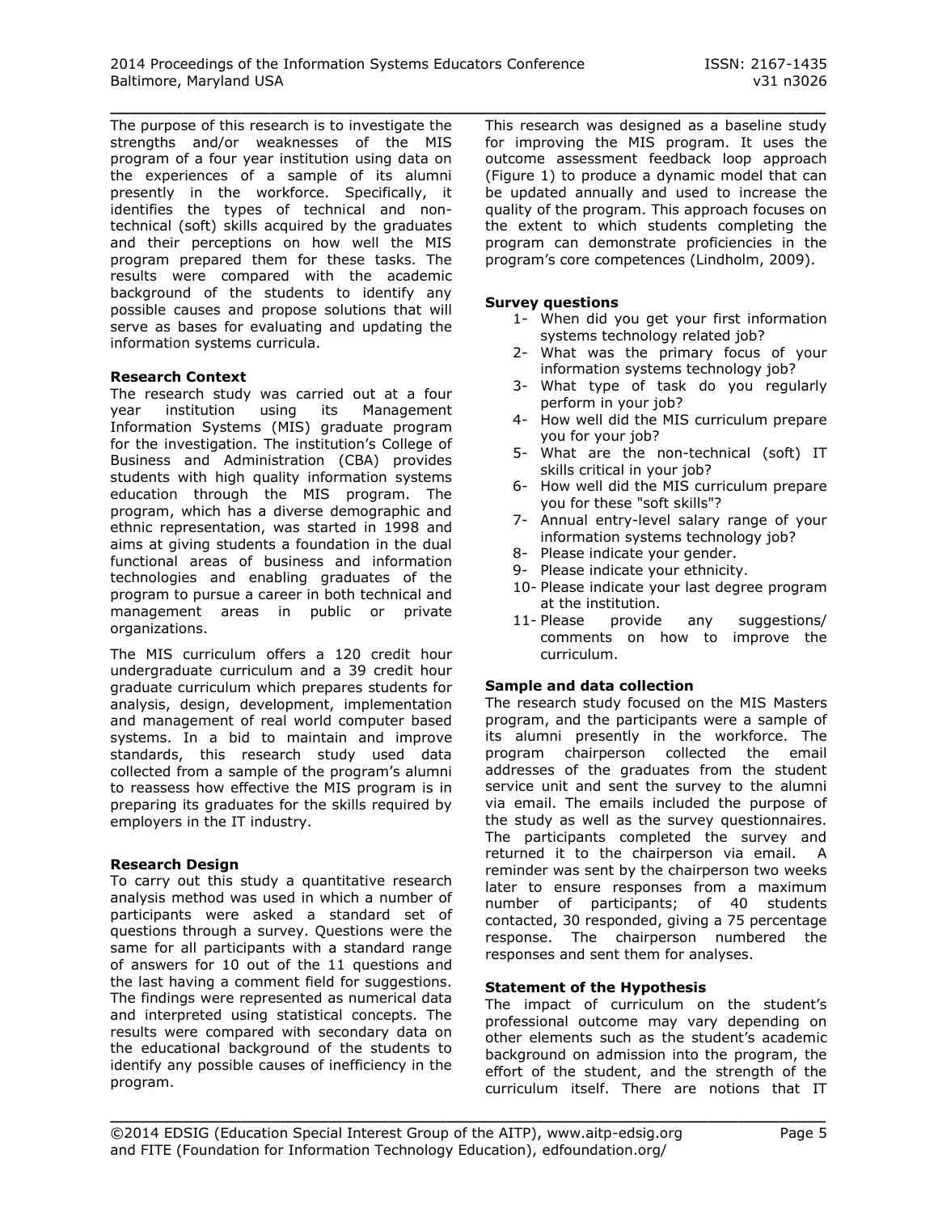The purpose of this research is to investigate the strengths and/or weaknesses of the MIS program of a four year institution using data on the experiences of a sample of its alumni presently in the workforce. Specifically, it identifies the types of technical and non-technical (soft) skills acquired by the graduates and their perceptions on how well the MIS program prepared them for these tasks. The results were compared with the academic background of the students to identify any possible causes and propose solutions that will serve as bases for evaluating and updating the information systems curricula.

**Research Context**

The research study was carried out at a four year institution using its Management Information Systems (MIS) graduate program for the investigation. The institution's College of Business and Administration (CBA) provides students with high quality information systems education through the MIS program. The program, which has a diverse demographic and ethnic representation, was started in 1998 and aims at giving students a foundation in the dual functional areas of business and information technologies and enabling graduates of the program to pursue a career in both technical and management areas in public or private organizations.

The MIS curriculum offers a 120 credit hour undergraduate curriculum and a 39 credit hour graduate curriculum which prepares students for analysis, design, development, implementation and management of real world computer based systems. In a bid to maintain and improve standards, this research study used data collected from a sample of the program's alumni to reassess how effective the MIS program is in preparing its graduates for the skills required by employers in the IT industry.

**Research Design**

To carry out this study a quantitative research analysis method was used in which a number of participants were asked a standard set of questions through a survey. Questions were the same for all participants with a standard range of answers for 10 out of the 11 questions and the last having a comment field for suggestions. The findings were represented as numerical data and interpreted using statistical concepts. The results were compared with secondary data on the educational background of the students to identify any possible causes of inefficiency in the program.

This research was designed as a baseline study for improving the MIS program. It uses the outcome assessment feedback loop approach (Figure 1) to produce a dynamic model that can be updated annually and used to increase the quality of the program. This approach focuses on the extent to which students completing the program can demonstrate proficiencies in the program's core competences (Lindholm, 2009).

**Survey questions**

1- When did you get your first information systems technology related job?
2- What was the primary focus of your information systems technology job?
3- What type of task do you regularly perform in your job?
4- How well did the MIS curriculum prepare you for your job?
5- What are the non-technical (soft) IT skills critical in your job?
6- How well did the MIS curriculum prepare you for these "soft skills"?
7- Annual entry-level salary range of your information systems technology job?
8- Please indicate your gender.
9- Please indicate your ethnicity.
10- Please indicate your last degree program at the institution.
11- Please provide any suggestions/ comments on how to improve the curriculum.

**Sample and data collection**

The research study focused on the MIS Masters program, and the participants were a sample of its alumni presently in the workforce. The program chairperson collected the email addresses of the graduates from the student service unit and sent the survey to the alumni via email. The emails included the purpose of the study as well as the survey questionnaires. The participants completed the survey and returned it to the chairperson via email. A reminder was sent by the chairperson two weeks later to ensure responses from a maximum number of participants; of 40 students contacted, 30 responded, giving a 75 percentage response. The chairperson numbered the responses and sent them for analyses.

**Statement of the Hypothesis**

The impact of curriculum on the student's professional outcome may vary depending on other elements such as the student's academic background on admission into the program, the effort of the student, and the strength of the curriculum itself. There are notions that IT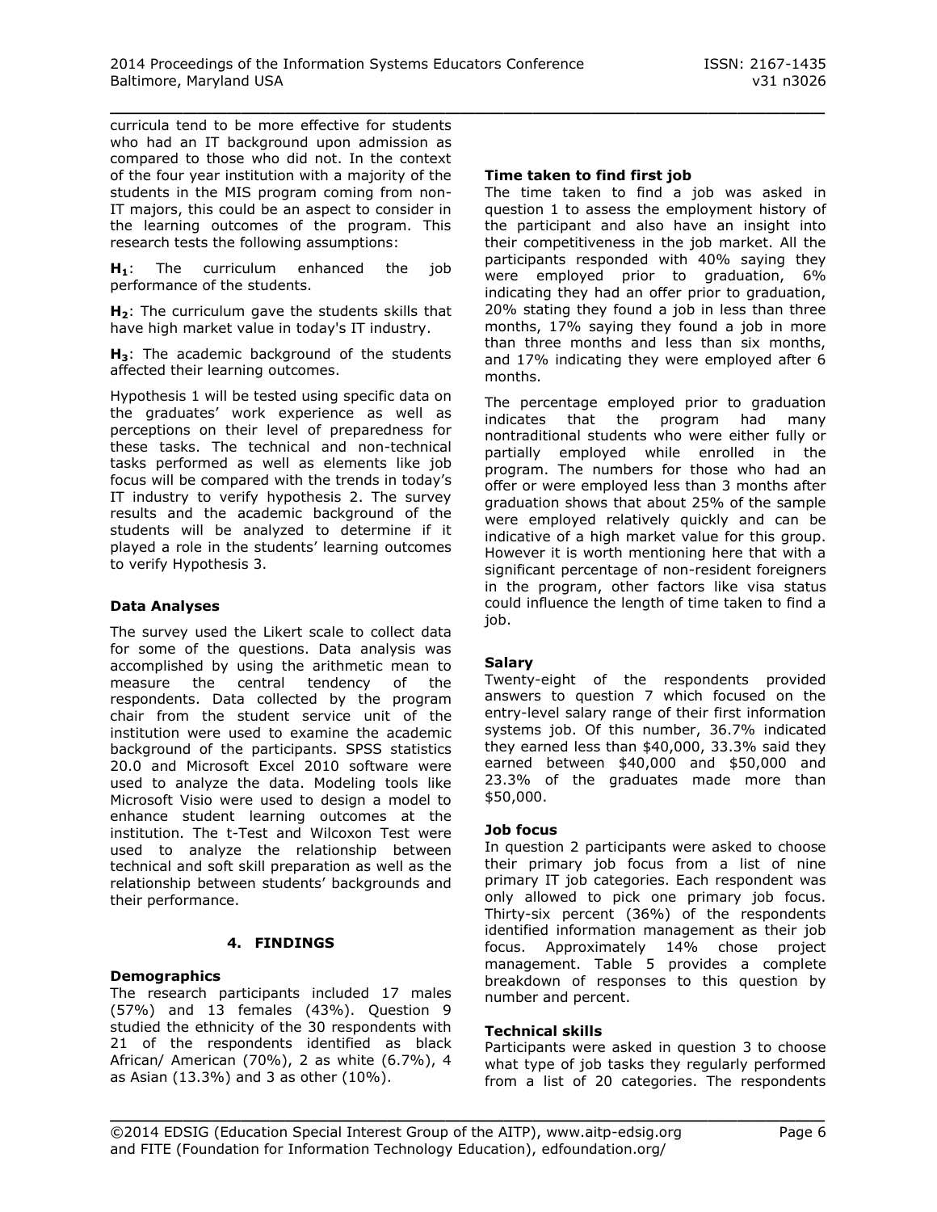curricula tend to be more effective for students who had an IT background upon admission as compared to those who did not. In the context of the four year institution with a majority of the students in the MIS program coming from non-IT majors, this could be an aspect to consider in the learning outcomes of the program. This research tests the following assumptions:

**$H_1$**: The curriculum enhanced the job performance of the students.

**$H_2$**: The curriculum gave the students skills that have high market value in today's IT industry.

**$H_3$**: The academic background of the students affected their learning outcomes.

Hypothesis 1 will be tested using specific data on the graduates' work experience as well as perceptions on their level of preparedness for these tasks. The technical and non-technical tasks performed as well as elements like job focus will be compared with the trends in today's IT industry to verify hypothesis 2. The survey results and the academic background of the students will be analyzed to determine if it played a role in the students' learning outcomes to verify Hypothesis 3.

**Data Analyses**

The survey used the Likert scale to collect data for some of the questions. Data analysis was accomplished by using the arithmetic mean to measure the central tendency of the respondents. Data collected by the program chair from the student service unit of the institution were used to examine the academic background of the participants. SPSS statistics 20.0 and Microsoft Excel 2010 software were used to analyze the data. Modeling tools like Microsoft Visio were used to design a model to enhance student learning outcomes at the institution. The t-Test and Wilcoxon Test were used to analyze the relationship between technical and soft skill preparation as well as the relationship between students' backgrounds and their performance.

## 4. FINDINGS

**Demographics**

The research participants included 17 males (57%) and 13 females (43%). Question 9 studied the ethnicity of the 30 respondents with 21 of the respondents identified as black African/ American (70%), 2 as white (6.7%), 4 as Asian (13.3%) and 3 as other (10%).

**Time taken to find first job**

The time taken to find a job was asked in question 1 to assess the employment history of the participant and also have an insight into their competitiveness in the job market. All the participants responded with 40% saying they were employed prior to graduation, 6% indicating they had an offer prior to graduation, 20% stating they found a job in less than three months, 17% saying they found a job in more than three months and less than six months, and 17% indicating they were employed after 6 months.

The percentage employed prior to graduation indicates that the program had many nontraditional students who were either fully or partially employed while enrolled in the program. The numbers for those who had an offer or were employed less than 3 months after graduation shows that about 25% of the sample were employed relatively quickly and can be indicative of a high market value for this group. However it is worth mentioning here that with a significant percentage of non-resident foreigners in the program, other factors like visa status could influence the length of time taken to find a job.

**Salary**

Twenty-eight of the respondents provided answers to question 7 which focused on the entry-level salary range of their first information systems job. Of this number, 36.7% indicated they earned less than $40,000, 33.3% said they earned between $40,000 and $50,000 and 23.3% of the graduates made more than $50,000.

**Job focus**

In question 2 participants were asked to choose their primary job focus from a list of nine primary IT job categories. Each respondent was only allowed to pick one primary job focus. Thirty-six percent (36%) of the respondents identified information management as their job focus. Approximately 14% chose project management. Table 5 provides a complete breakdown of responses to this question by number and percent.

**Technical skills**

Participants were asked in question 3 to choose what type of job tasks they regularly performed from a list of 20 categories. The respondents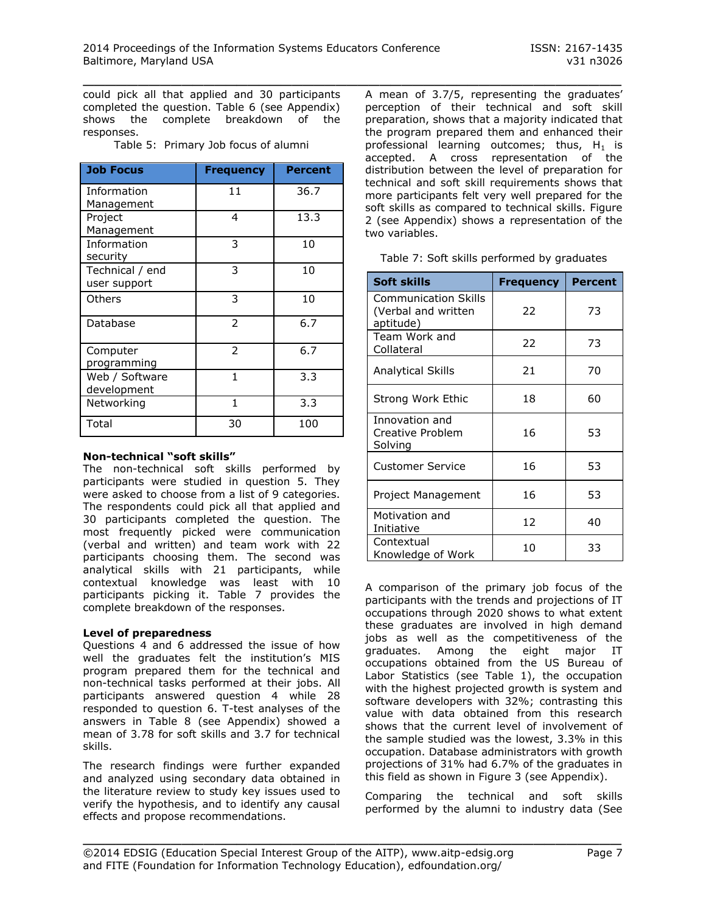could pick all that applied and 30 participants completed the question. Table 6 (see Appendix) shows the complete breakdown of the responses.

Table 5: Primary Job focus of alumni

| Job Focus | Frequency | Percent |
|---|---|---|
| Information Management | 11 | 36.7 |
| Project Management | 4 | 13.3 |
| Information security | 3 | 10 |
| Technical / end user support | 3 | 10 |
| Others | 3 | 10 |
| Database | 2 | 6.7 |
| Computer programming | 2 | 6.7 |
| Web / Software development | 1 | 3.3 |
| Networking | 1 | 3.3 |
| Total | 30 | 100 |

**Non-technical "soft skills"**

The non-technical soft skills performed by participants were studied in question 5. They were asked to choose from a list of 9 categories. The respondents could pick all that applied and 30 participants completed the question. The most frequently picked were communication (verbal and written) and team work with 22 participants choosing them. The second was analytical skills with 21 participants, while contextual knowledge was least with 10 participants picking it. Table 7 provides the complete breakdown of the responses.

**Level of preparedness**

Questions 4 and 6 addressed the issue of how well the graduates felt the institution's MIS program prepared them for the technical and non-technical tasks performed at their jobs. All participants answered question 4 while 28 responded to question 6. T-test analyses of the answers in Table 8 (see Appendix) showed a mean of 3.78 for soft skills and 3.7 for technical skills.

The research findings were further expanded and analyzed using secondary data obtained in the literature review to study key issues used to verify the hypothesis, and to identify any causal effects and propose recommendations.

A mean of 3.7/5, representing the graduates' perception of their technical and soft skill preparation, shows that a majority indicated that the program prepared them and enhanced their professional learning outcomes; thus, $H_1$ is accepted. A cross representation of the distribution between the level of preparation for technical and soft skill requirements shows that more participants felt very well prepared for the soft skills as compared to technical skills. Figure 2 (see Appendix) shows a representation of the two variables.

Table 7: Soft skills performed by graduates

| Soft skills | Frequency | Percent |
|---|---|---|
| Communication Skills (Verbal and written aptitude) | 22 | 73 |
| Team Work and Collateral | 22 | 73 |
| Analytical Skills | 21 | 70 |
| Strong Work Ethic | 18 | 60 |
| Innovation and Creative Problem Solving | 16 | 53 |
| Customer Service | 16 | 53 |
| Project Management | 16 | 53 |
| Motivation and Initiative | 12 | 40 |
| Contextual Knowledge of Work | 10 | 33 |

A comparison of the primary job focus of the participants with the trends and projections of IT occupations through 2020 shows to what extent these graduates are involved in high demand jobs as well as the competitiveness of the graduates. Among the eight major IT occupations obtained from the US Bureau of Labor Statistics (see Table 1), the occupation with the highest projected growth is system and software developers with 32%; contrasting this value with data obtained from this research shows that the current level of involvement of the sample studied was the lowest, 3.3% in this occupation. Database administrators with growth projections of 31% had 6.7% of the graduates in this field as shown in Figure 3 (see Appendix).

Comparing the technical and soft skills performed by the alumni to industry data (See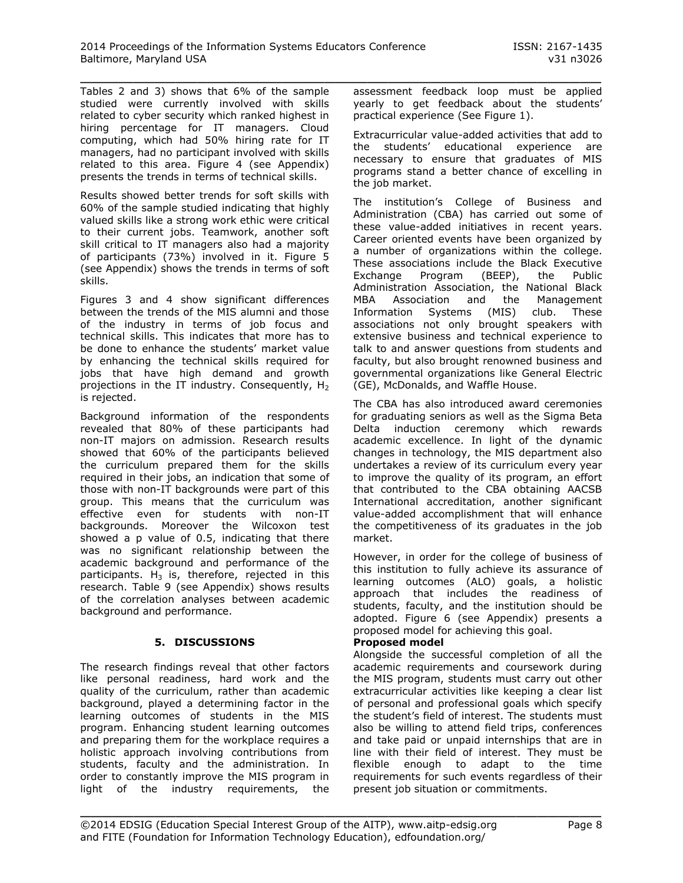Tables 2 and 3) shows that 6% of the sample studied were currently involved with skills related to cyber security which ranked highest in hiring percentage for IT managers. Cloud computing, which had 50% hiring rate for IT managers, had no participant involved with skills related to this area. Figure 4 (see Appendix) presents the trends in terms of technical skills.

Results showed better trends for soft skills with 60% of the sample studied indicating that highly valued skills like a strong work ethic were critical to their current jobs. Teamwork, another soft skill critical to IT managers also had a majority of participants (73%) involved in it. Figure 5 (see Appendix) shows the trends in terms of soft skills.

Figures 3 and 4 show significant differences between the trends of the MIS alumni and those of the industry in terms of job focus and technical skills. This indicates that more has to be done to enhance the students' market value by enhancing the technical skills required for jobs that have high demand and growth projections in the IT industry. Consequently, $H_2$ is rejected.

Background information of the respondents revealed that 80% of these participants had non-IT majors on admission. Research results showed that 60% of the participants believed the curriculum prepared them for the skills required in their jobs, an indication that some of those with non-IT backgrounds were part of this group. This means that the curriculum was effective even for students with non-IT backgrounds. Moreover the Wilcoxon test showed a p value of 0.5, indicating that there was no significant relationship between the academic background and performance of the participants. $H_3$ is, therefore, rejected in this research. Table 9 (see Appendix) shows results of the correlation analyses between academic background and performance.

## 5. DISCUSSIONS

The research findings reveal that other factors like personal readiness, hard work and the quality of the curriculum, rather than academic background, played a determining factor in the learning outcomes of students in the MIS program. Enhancing student learning outcomes and preparing them for the workplace requires a holistic approach involving contributions from students, faculty and the administration. In order to constantly improve the MIS program in light of the industry requirements, the assessment feedback loop must be applied yearly to get feedback about the students' practical experience (See Figure 1).

Extracurricular value-added activities that add to the students' educational experience are necessary to ensure that graduates of MIS programs stand a better chance of excelling in the job market.

The institution's College of Business and Administration (CBA) has carried out some of these value-added initiatives in recent years. Career oriented events have been organized by a number of organizations within the college. These associations include the Black Executive Exchange Program (BEEP), the Public Administration Association, the National Black MBA Association and the Management Information Systems (MIS) club. These associations not only brought speakers with extensive business and technical experience to talk to and answer questions from students and faculty, but also brought renowned business and governmental organizations like General Electric (GE), McDonalds, and Waffle House.

The CBA has also introduced award ceremonies for graduating seniors as well as the Sigma Beta Delta induction ceremony which rewards academic excellence. In light of the dynamic changes in technology, the MIS department also undertakes a review of its curriculum every year to improve the quality of its program, an effort that contributed to the CBA obtaining AACSB International accreditation, another significant value-added accomplishment that will enhance the competitiveness of its graduates in the job market.

However, in order for the college of business of this institution to fully achieve its assurance of learning outcomes (ALO) goals, a holistic approach that includes the readiness of students, faculty, and the institution should be adopted. Figure 6 (see Appendix) presents a proposed model for achieving this goal.

**Proposed model**

Alongside the successful completion of all the academic requirements and coursework during the MIS program, students must carry out other extracurricular activities like keeping a clear list of personal and professional goals which specify the student's field of interest. The students must also be willing to attend field trips, conferences and take paid or unpaid internships that are in line with their field of interest. They must be flexible enough to adapt to the time requirements for such events regardless of their present job situation or commitments.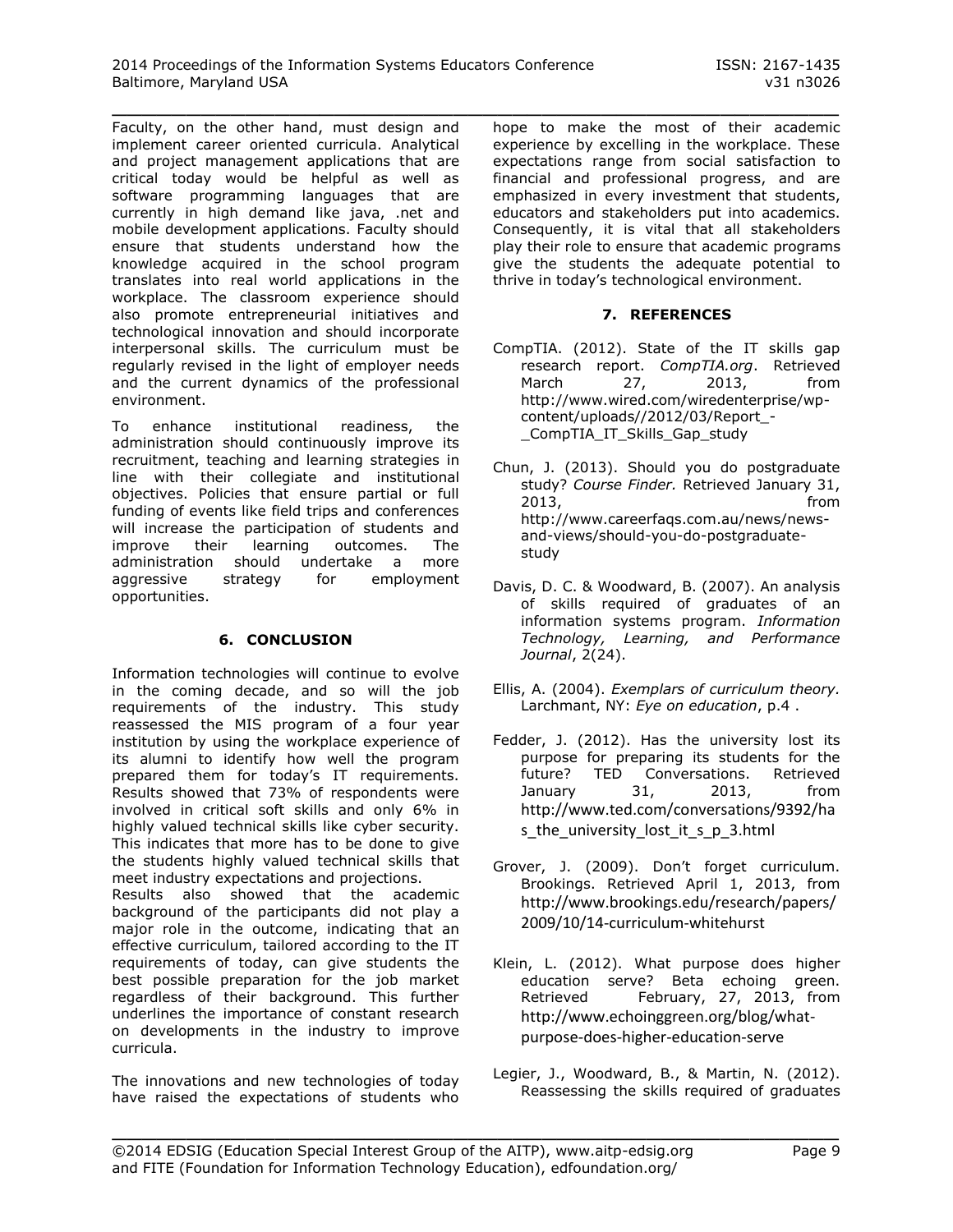Faculty, on the other hand, must design and implement career oriented curricula. Analytical and project management applications that are critical today would be helpful as well as software programming languages that are currently in high demand like java, .net and mobile development applications. Faculty should ensure that students understand how the knowledge acquired in the school program translates into real world applications in the workplace. The classroom experience should also promote entrepreneurial initiatives and technological innovation and should incorporate interpersonal skills. The curriculum must be regularly revised in the light of employer needs and the current dynamics of the professional environment.

To enhance institutional readiness, the administration should continuously improve its recruitment, teaching and learning strategies in line with their collegiate and institutional objectives. Policies that ensure partial or full funding of events like field trips and conferences will increase the participation of students and improve their learning outcomes. The administration should undertake a more aggressive strategy for employment opportunities.

## 6. CONCLUSION

Information technologies will continue to evolve in the coming decade, and so will the job requirements of the industry. This study reassessed the MIS program of a four year institution by using the workplace experience of its alumni to identify how well the program prepared them for today's IT requirements. Results showed that 73% of respondents were involved in critical soft skills and only 6% in highly valued technical skills like cyber security. This indicates that more has to be done to give the students highly valued technical skills that meet industry expectations and projections.

Results also showed that the academic background of the participants did not play a major role in the outcome, indicating that an effective curriculum, tailored according to the IT requirements of today, can give students the best possible preparation for the job market regardless of their background. This further underlines the importance of constant research on developments in the industry to improve curricula.

The innovations and new technologies of today have raised the expectations of students who hope to make the most of their academic experience by excelling in the workplace. These expectations range from social satisfaction to financial and professional progress, and are emphasized in every investment that students, educators and stakeholders put into academics. Consequently, it is vital that all stakeholders play their role to ensure that academic programs give the students the adequate potential to thrive in today's technological environment.

## 7. REFERENCES

CompTIA. (2012). State of the IT skills gap research report. *CompTIA.org*. Retrieved March 27, 2013, from http://www.wired.com/wiredenterprise/wp-content/uploads//2012/03/Report_-_CompTIA_IT_Skills_Gap_study

Chun, J. (2013). Should you do postgraduate study? *Course Finder.* Retrieved January 31, 2013, from http://www.careerfaqs.com.au/news/news-and-views/should-you-do-postgraduate-study

Davis, D. C. & Woodward, B. (2007). An analysis of skills required of graduates of an information systems program. *Information Technology, Learning, and Performance Journal*, 2(24).

Ellis, A. (2004). *Exemplars of curriculum theory.* Larchmant, NY: *Eye on education*, p.4 .

Fedder, J. (2012). Has the university lost its purpose for preparing its students for the future? TED Conversations. Retrieved January 31, 2013, from http://www.ted.com/conversations/9392/has_the_university_lost_it_s_p_3.html

Grover, J. (2009). Don't forget curriculum. Brookings. Retrieved April 1, 2013, from http://www.brookings.edu/research/papers/2009/10/14-curriculum-whitehurst

Klein, L. (2012). What purpose does higher education serve? Beta echoing green. Retrieved February, 27, 2013, from http://www.echoinggreen.org/blog/what-purpose-does-higher-education-serve

Legier, J., Woodward, B., & Martin, N. (2012). Reassessing the skills required of graduates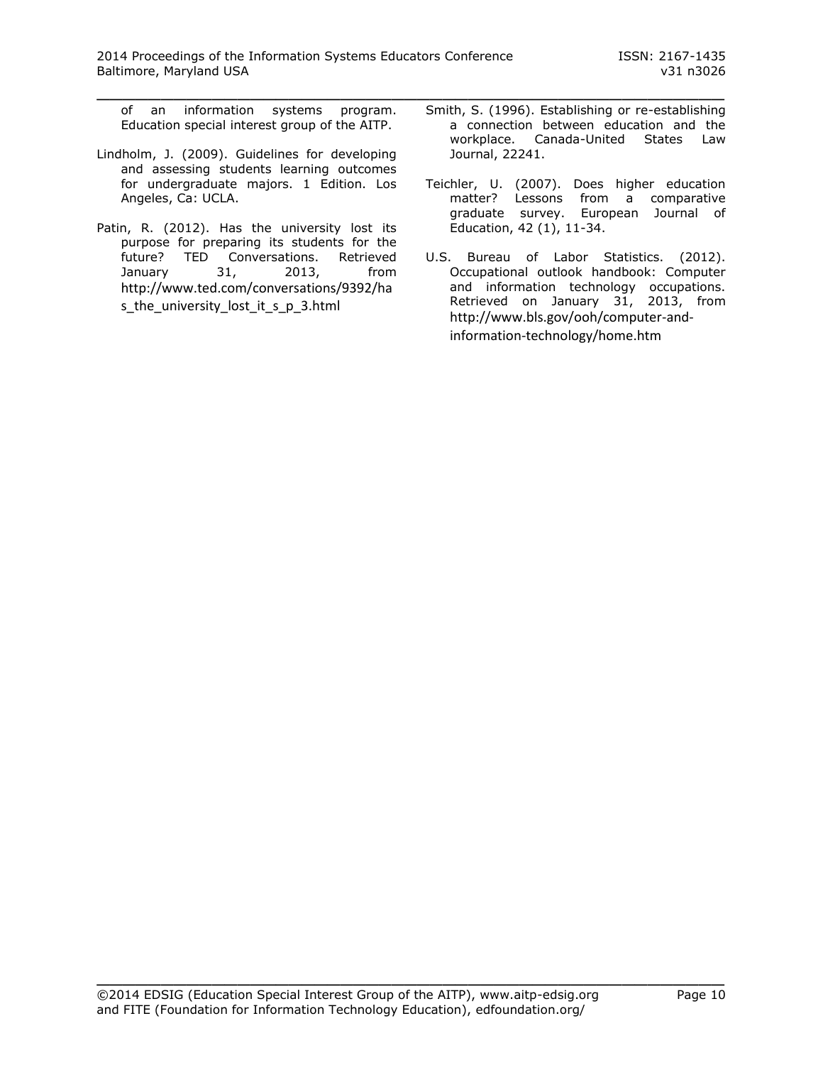of an information systems program. Education special interest group of the AITP.

Lindholm, J. (2009). Guidelines for developing and assessing students learning outcomes for undergraduate majors. 1 Edition. Los Angeles, Ca: UCLA.

Patin, R. (2012). Has the university lost its purpose for preparing its students for the future? TED Conversations. Retrieved January 31, 2013, from http://www.ted.com/conversations/9392/has_the_university_lost_it_s_p_3.html

Smith, S. (1996). Establishing or re-establishing a connection between education and the workplace. Canada-United States Law Journal, 22241.

Teichler, U. (2007). Does higher education matter? Lessons from a comparative graduate survey. European Journal of Education, 42 (1), 11-34.

U.S. Bureau of Labor Statistics. (2012). Occupational outlook handbook: Computer and information technology occupations. Retrieved on January 31, 2013, from http://www.bls.gov/ooh/computer-and-information-technology/home.htm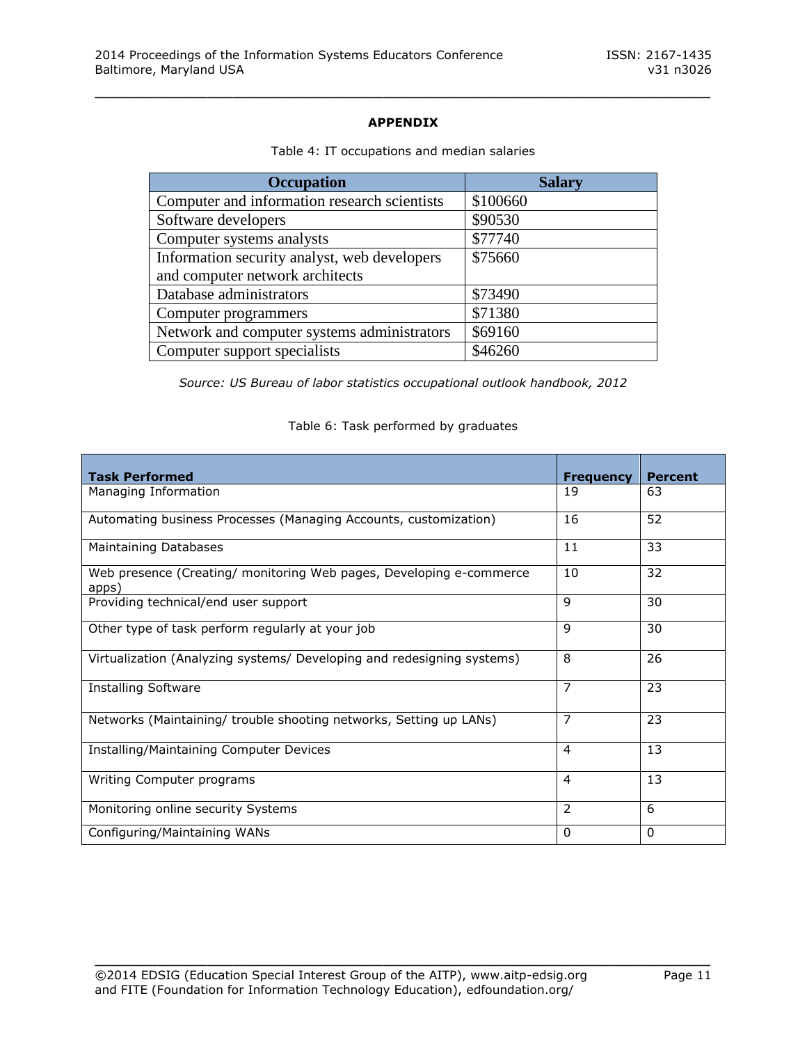**APPENDIX**

Table 4: IT occupations and median salaries

| Occupation | Salary |
|---|---|
| Computer and information research scientists | $100660 |
| Software developers | $90530 |
| Computer systems analysts | $77740 |
| Information security analyst, web developers and computer network architects | $75660 |
| Database administrators | $73490 |
| Computer programmers | $71380 |
| Network and computer systems administrators | $69160 |
| Computer support specialists | $46260 |

*Source: US Bureau of labor statistics occupational outlook handbook, 2012*

Table 6: Task performed by graduates

| Task Performed | Frequency | Percent |
|---|---|---|
| Managing Information | 19 | 63 |
| Automating business Processes (Managing Accounts, customization) | 16 | 52 |
| Maintaining Databases | 11 | 33 |
| Web presence (Creating/ monitoring Web pages, Developing e-commerce apps) | 10 | 32 |
| Providing technical/end user support | 9 | 30 |
| Other type of task perform regularly at your job | 9 | 30 |
| Virtualization (Analyzing systems/ Developing and redesigning systems) | 8 | 26 |
| Installing Software | 7 | 23 |
| Networks (Maintaining/ trouble shooting networks, Setting up LANs) | 7 | 23 |
| Installing/Maintaining Computer Devices | 4 | 13 |
| Writing Computer programs | 4 | 13 |
| Monitoring online security Systems | 2 | 6 |
| Configuring/Maintaining WANs | 0 | 0 |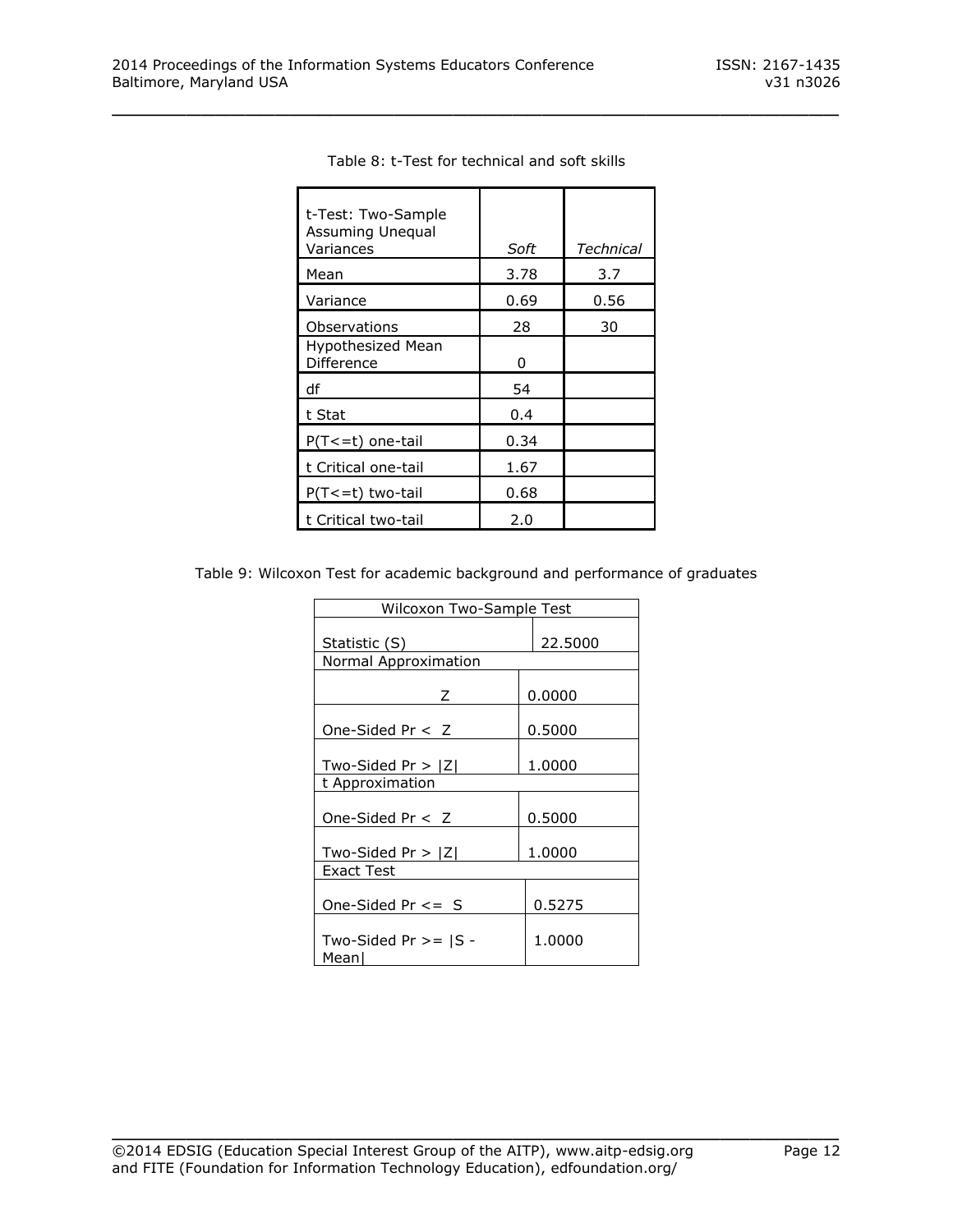Table 8: t-Test for technical and soft skills

| t-Test: Two-Sample Assuming Unequal Variances | *Soft* | *Technical* |
|---|---|---|
| Mean | 3.78 | 3.7 |
| Variance | 0.69 | 0.56 |
| Observations | 28 | 30 |
| Hypothesized Mean Difference | 0 | |
| df | 54 | |
| t Stat | 0.4 | |
| P(T<=t) one-tail | 0.34 | |
| t Critical one-tail | 1.67 | |
| P(T<=t) two-tail | 0.68 | |
| t Critical two-tail | 2.0 | |

Table 9: Wilcoxon Test for academic background and performance of graduates

| Wilcoxon Two-Sample Test | |
|---|---|
| Statistic (S) | 22.5000 |
| Normal Approximation | |
| Z | 0.0000 |
| One-Sided Pr < Z | 0.5000 |
| Two-Sided Pr > \|Z\| | 1.0000 |
| t Approximation | |
| One-Sided Pr < Z | 0.5000 |
| Two-Sided Pr > \|Z\| | 1.0000 |
| Exact Test | |
| One-Sided Pr <= S | 0.5275 |
| Two-Sided Pr >= \|S - Mean\| | 1.0000 |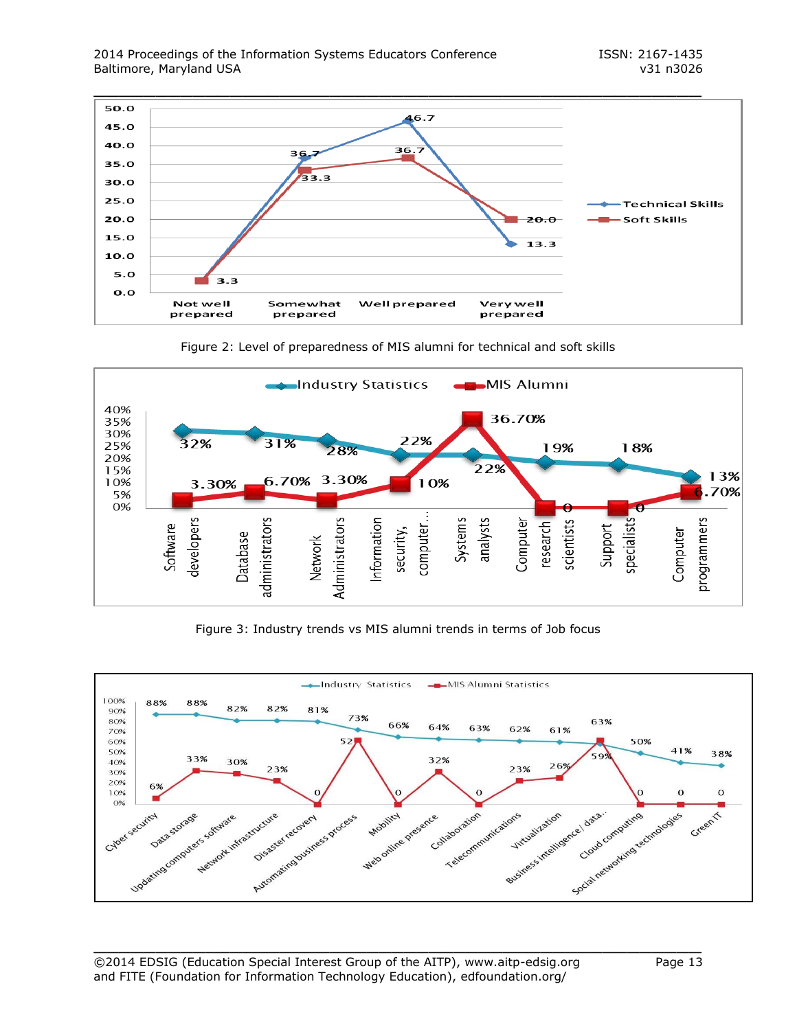Figure 2: Level of preparedness of MIS alumni for technical and soft skills

Figure 3: Industry trends vs MIS alumni trends in terms of Job focus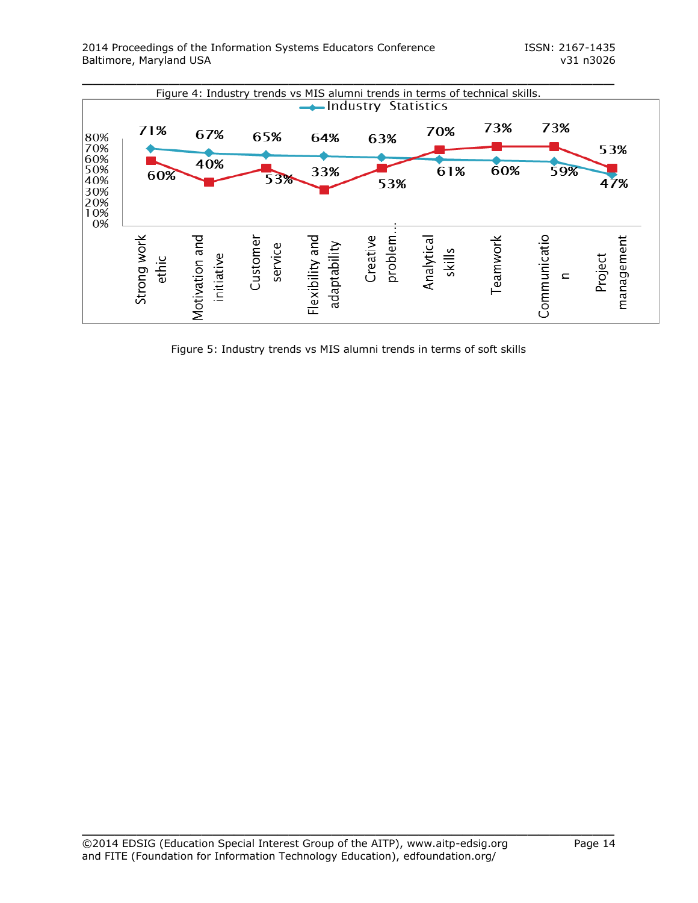Figure 4: Industry trends vs MIS alumni trends in terms of technical skills.

Industry Statistics

| | Strong work ethic | Motivation and initiative | Customer service | Flexibility and adaptability | Creative problem... | Analytical skills | Teamwork | Communication | Project management |
|---|---|---|---|---|---|---|---|---|---|
| Industry Statistics | 71% | 67% | 65% | 64% | 63% | 61% | 60% | 59% | 47% |
| MIS alumni | 60% | 40% | 53% | 33% | 53% | 70% | 73% | 73% | 53% |

Figure 5: Industry trends vs MIS alumni trends in terms of soft skills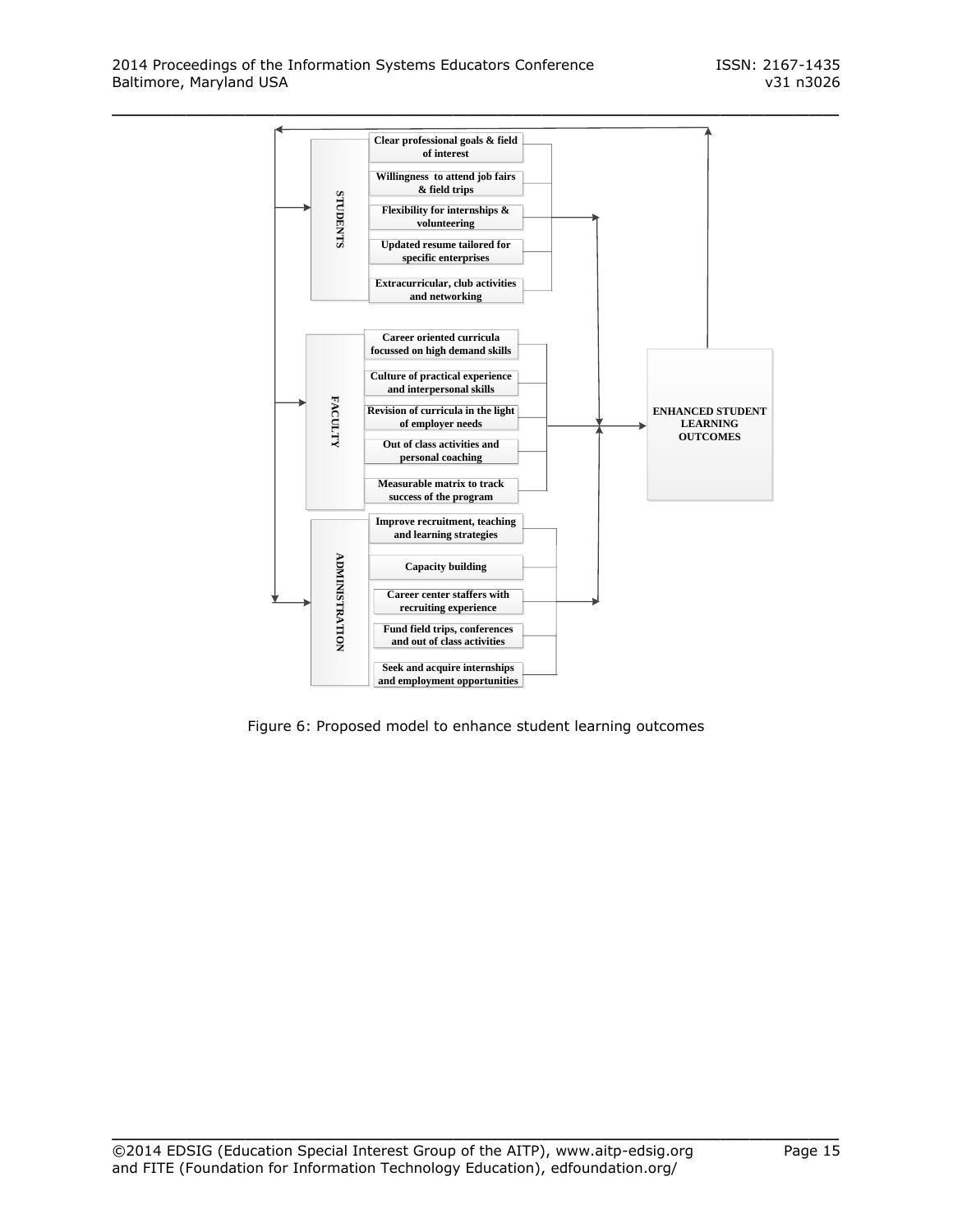STUDENTS

Clear professional goals & field of interest

Willingness to attend job fairs & field trips

Flexibility for internships & volunteering

Updated resume tailored for specific enterprises

Extracurricular, club activities and networking

FACULTY

Career oriented curricula focussed on high demand skills

Culture of practical experience and interpersonal skills

Revision of curricula in the light of employer needs

Out of class activities and personal coaching

Measurable matrix to track success of the program

ADMINISTRATION

Improve recruitment, teaching and learning strategies

Capacity building

Career center staffers with recruiting experience

Fund field trips, conferences and out of class activities

Seek and acquire internships and employment opportunities

ENHANCED STUDENT LEARNING OUTCOMES

Figure 6: Proposed model to enhance student learning outcomes